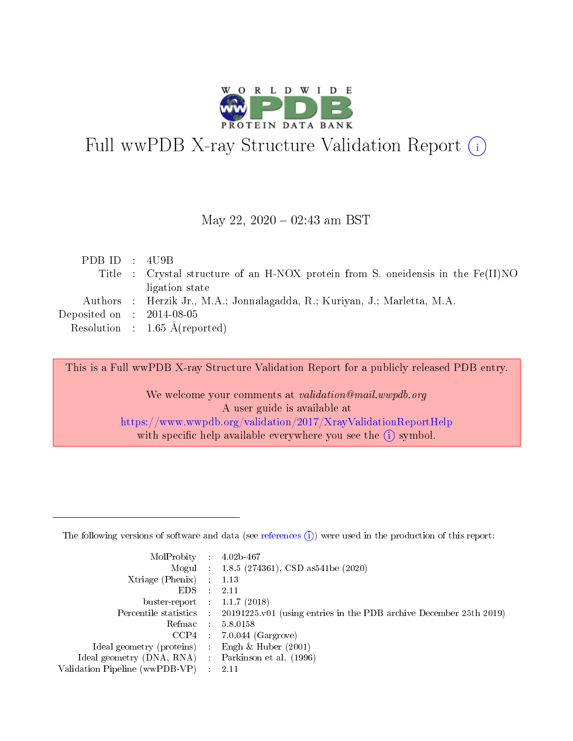# Full wwPDB X-ray Structure Validation Report (i)

May 22, 2020 – 02:43 am BST

| | | |
|---|---|---|
| PDB ID | : | 4U9B |
| Title | : | Crystal structure of an H-NOX protein from S. oneidensis in the Fe(II)NO ligation state |
| Authors | : | Herzik Jr., M.A.; Jonnalagadda, R.; Kuriyan, J.; Marletta, M.A. |
| Deposited on | : | 2014-08-05 |
| Resolution | : | 1.65 Å(reported) |

This is a Full wwPDB X-ray Structure Validation Report for a publicly released PDB entry.

We welcome your comments at *validation@mail.wwpdb.org*
A user guide is available at
https://www.wwpdb.org/validation/2017/XrayValidationReportHelp
with specific help available everywhere you see the (i) symbol.

The following versions of software and data (see references (i)) were used in the production of this report:

| | | |
|---|---|---|
| MolProbity | : | 4.02b-467 |
| Mogul | : | 1.8.5 (274361), CSD as541be (2020) |
| Xtriage (Phenix) | : | 1.13 |
| EDS | : | 2.11 |
| buster-report | : | 1.1.7 (2018) |
| Percentile statistics | : | 20191225.v01 (using entries in the PDB archive December 25th 2019) |
| Refmac | : | 5.8.0158 |
| CCP4 | : | 7.0.044 (Gargrove) |
| Ideal geometry (proteins) | : | Engh & Huber (2001) |
| Ideal geometry (DNA, RNA) | : | Parkinson et al. (1996) |
| Validation Pipeline (wwPDB-VP) | : | 2.11 |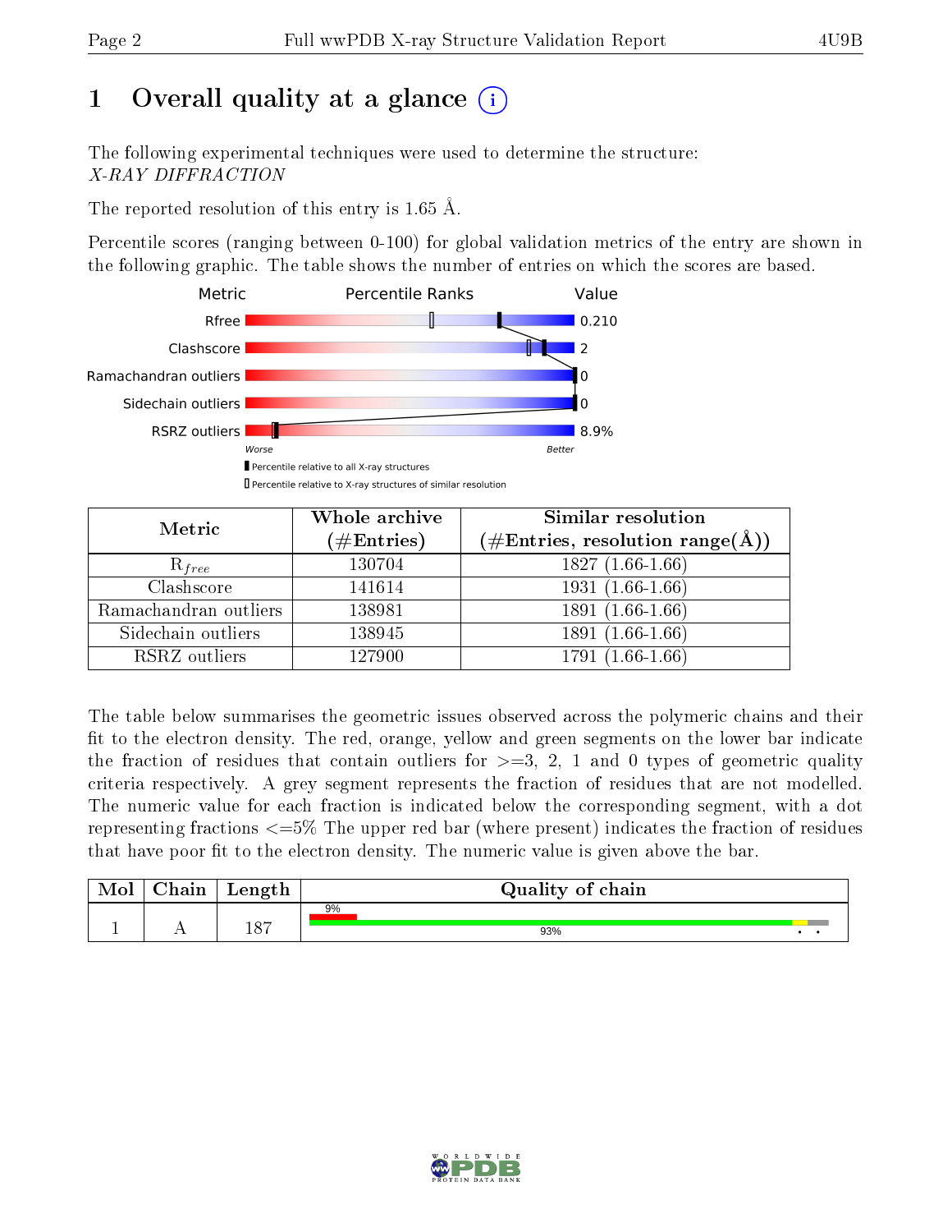# 1 Overall quality at a glance

The following experimental techniques were used to determine the structure: *X-RAY DIFFRACTION*

The reported resolution of this entry is 1.65 Å.

Percentile scores (ranging between 0-100) for global validation metrics of the entry are shown in the following graphic. The table shows the number of entries on which the scores are based.

| Metric | Value |
|---|---|
| Rfree | 0.210 |
| Clashscore | 2 |
| Ramachandran outliers | 0 |
| Sidechain outliers | 0 |
| RSRZ outliers | 8.9% |

Worse — Better

▮ Percentile relative to all X-ray structures

▯ Percentile relative to X-ray structures of similar resolution

| Metric | Whole archive (#Entries) | Similar resolution (#Entries, resolution range(Å)) |
|---|---|---|
| $R_{free}$ | 130704 | 1827 (1.66-1.66) |
| Clashscore | 141614 | 1931 (1.66-1.66) |
| Ramachandran outliers | 138981 | 1891 (1.66-1.66) |
| Sidechain outliers | 138945 | 1891 (1.66-1.66) |
| RSRZ outliers | 127900 | 1791 (1.66-1.66) |

The table below summarises the geometric issues observed across the polymeric chains and their fit to the electron density. The red, orange, yellow and green segments on the lower bar indicate the fraction of residues that contain outliers for >=3, 2, 1 and 0 types of geometric quality criteria respectively. A grey segment represents the fraction of residues that are not modelled. The numeric value for each fraction is indicated below the corresponding segment, with a dot representing fractions <=5% The upper red bar (where present) indicates the fraction of residues that have poor fit to the electron density. The numeric value is given above the bar.

| Mol | Chain | Length | Quality of chain |
|---|---|---|---|
| 1 | A | 187 | 9% (poor fit); 93% • • |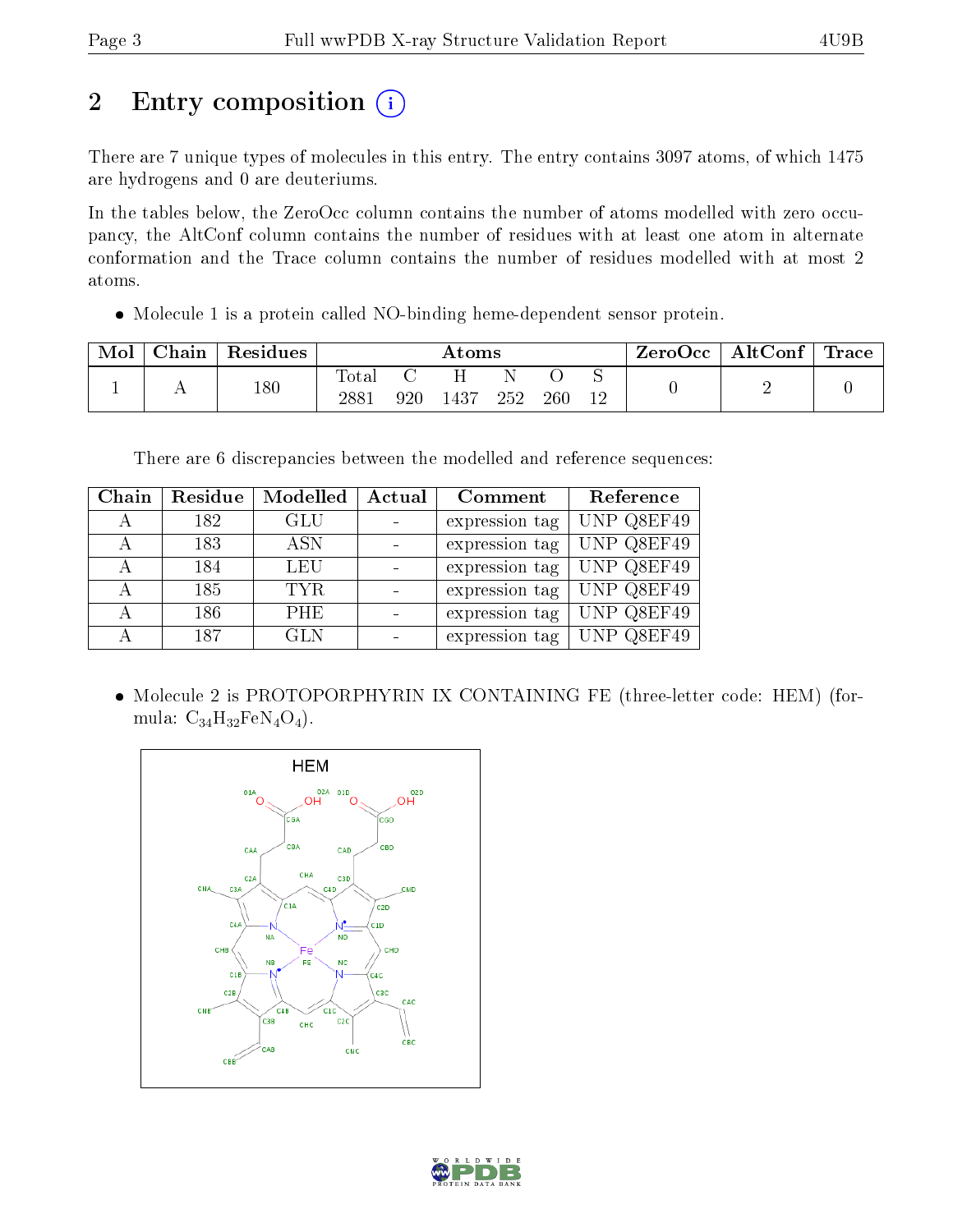# 2 Entry composition

There are 7 unique types of molecules in this entry. The entry contains 3097 atoms, of which 1475 are hydrogens and 0 are deuteriums.

In the tables below, the ZeroOcc column contains the number of atoms modelled with zero occupancy, the AltConf column contains the number of residues with at least one atom in alternate conformation and the Trace column contains the number of residues modelled with at most 2 atoms.

- Molecule 1 is a protein called NO-binding heme-dependent sensor protein.

| Mol | Chain | Residues | Atoms | | | | | | ZeroOcc | AltConf | Trace |
|---|---|---|---|---|---|---|---|---|---|---|---|
| 1 | A | 180 | Total | C | H | N | O | S | 0 | 2 | 0 |
| | | | 2881 | 920 | 1437 | 252 | 260 | 12 | | | |

There are 6 discrepancies between the modelled and reference sequences:

| Chain | Residue | Modelled | Actual | Comment | Reference |
|---|---|---|---|---|---|
| A | 182 | GLU | - | expression tag | UNP Q8EF49 |
| A | 183 | ASN | - | expression tag | UNP Q8EF49 |
| A | 184 | LEU | - | expression tag | UNP Q8EF49 |
| A | 185 | TYR | - | expression tag | UNP Q8EF49 |
| A | 186 | PHE | - | expression tag | UNP Q8EF49 |
| A | 187 | GLN | - | expression tag | UNP Q8EF49 |

- Molecule 2 is PROTOPORPHYRIN IX CONTAINING FE (three-letter code: HEM) (formula: $C_{34}H_{32}FeN_4O_4$).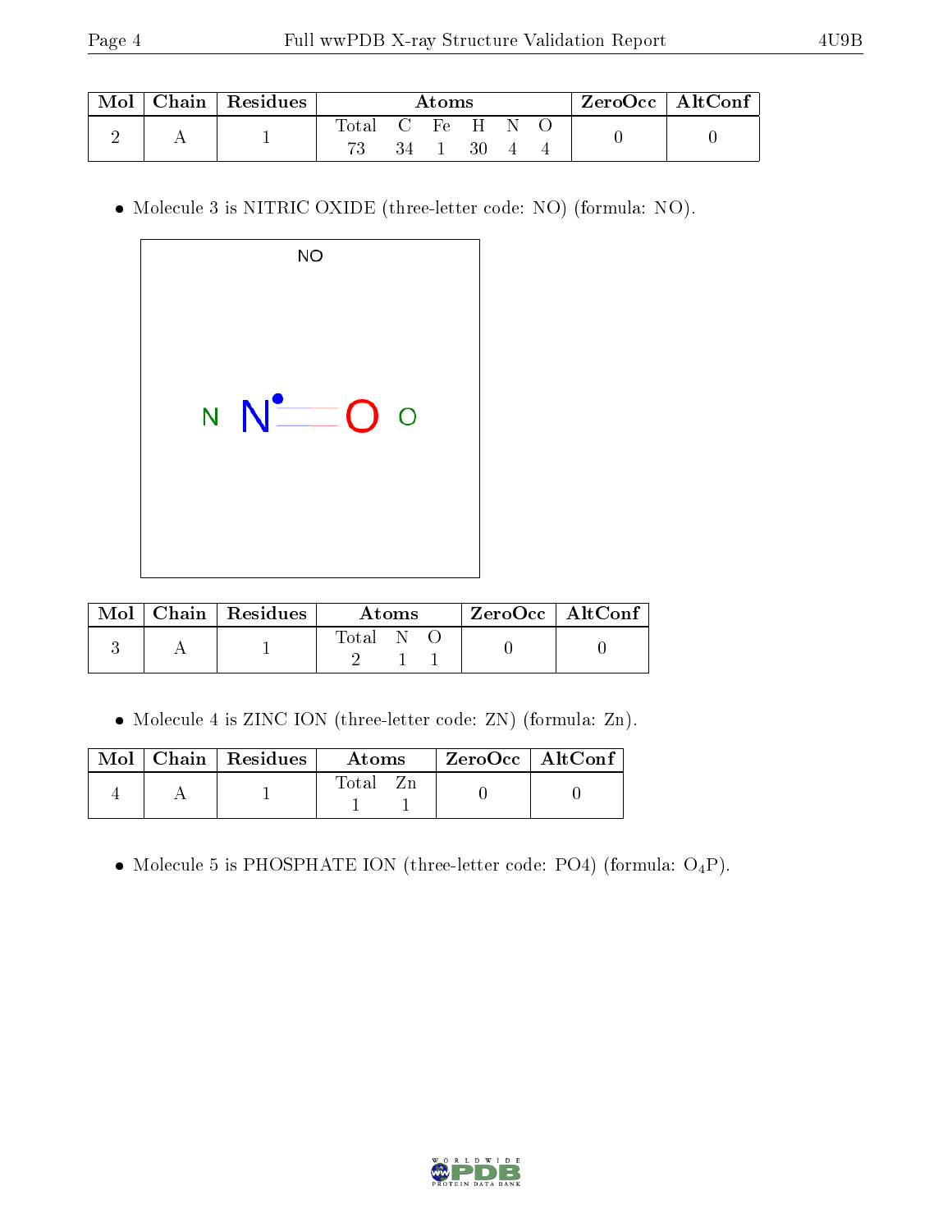| Mol | Chain | Residues | Atoms | | | | | | ZeroOcc | AltConf |
|---|---|---|---|---|---|---|---|---|---|---|
| | | | Total | C | Fe | H | N | O | | |
| 2 | A | 1 | 73 | 34 | 1 | 30 | 4 | 4 | 0 | 0 |

- Molecule 3 is NITRIC OXIDE (three-letter code: NO) (formula: NO).

| Mol | Chain | Residues | Atoms | | | ZeroOcc | AltConf |
|---|---|---|---|---|---|---|---|
| | | | Total | N | O | | |
| 3 | A | 1 | 2 | 1 | 1 | 0 | 0 |

- Molecule 4 is ZINC ION (three-letter code: ZN) (formula: Zn).

| Mol | Chain | Residues | Atoms | | ZeroOcc | AltConf |
|---|---|---|---|---|---|---|
| | | | Total | Zn | | |
| 4 | A | 1 | 1 | 1 | 0 | 0 |

- Molecule 5 is PHOSPHATE ION (three-letter code: PO4) (formula: $O_4P$).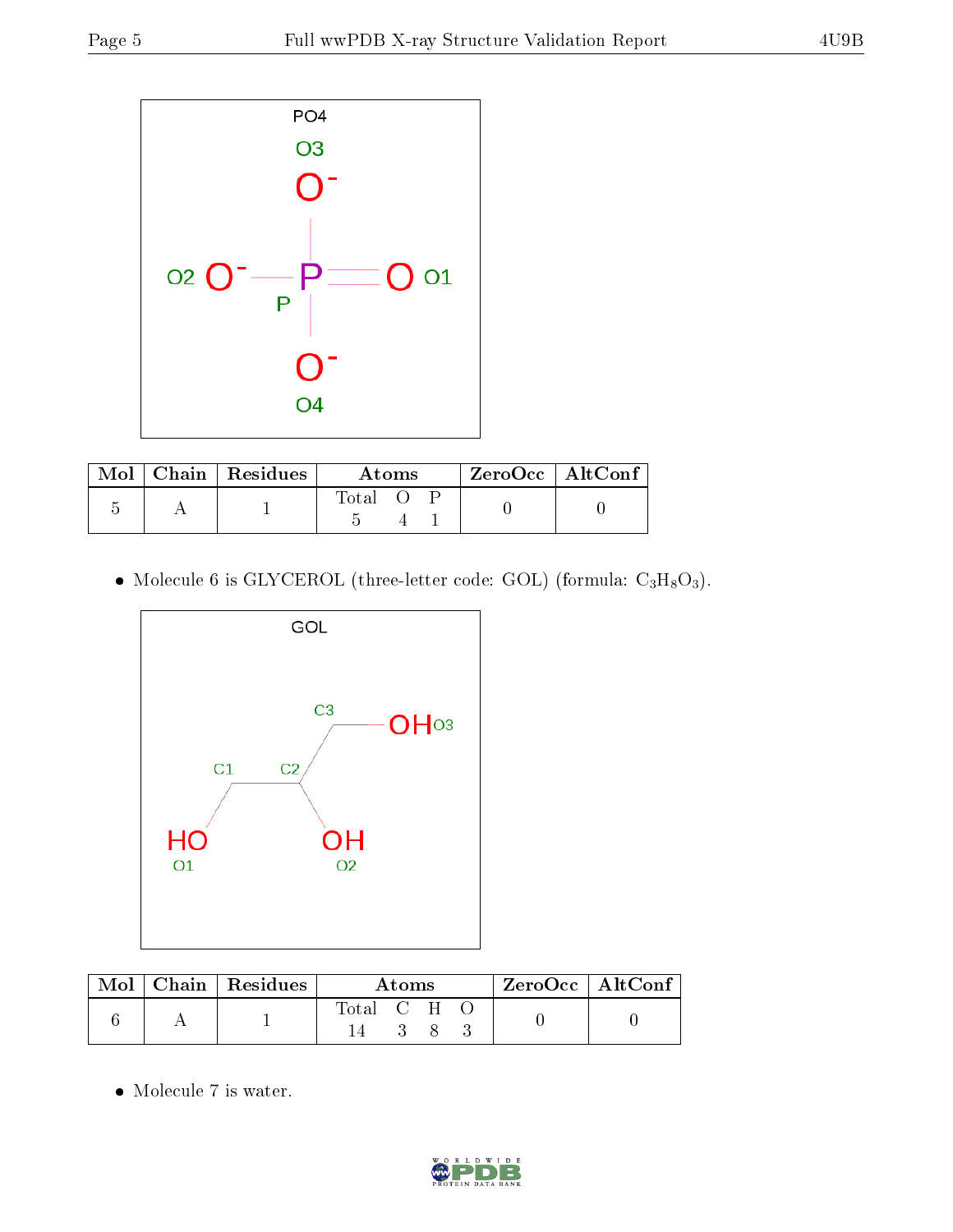| Mol | Chain | Residues | Atoms | | | ZeroOcc | AltConf |
|---|---|---|---|---|---|---|---|
| | | | Total | O | P | | |
| 5 | A | 1 | 5 | 4 | 1 | 0 | 0 |

- Molecule 6 is GLYCEROL (three-letter code: GOL) (formula: $C_3H_8O_3$).

| Mol | Chain | Residues | Atoms | | | | ZeroOcc | AltConf |
|---|---|---|---|---|---|---|---|---|
| | | | Total | C | H | O | | |
| 6 | A | 1 | 14 | 3 | 8 | 3 | 0 | 0 |

- Molecule 7 is water.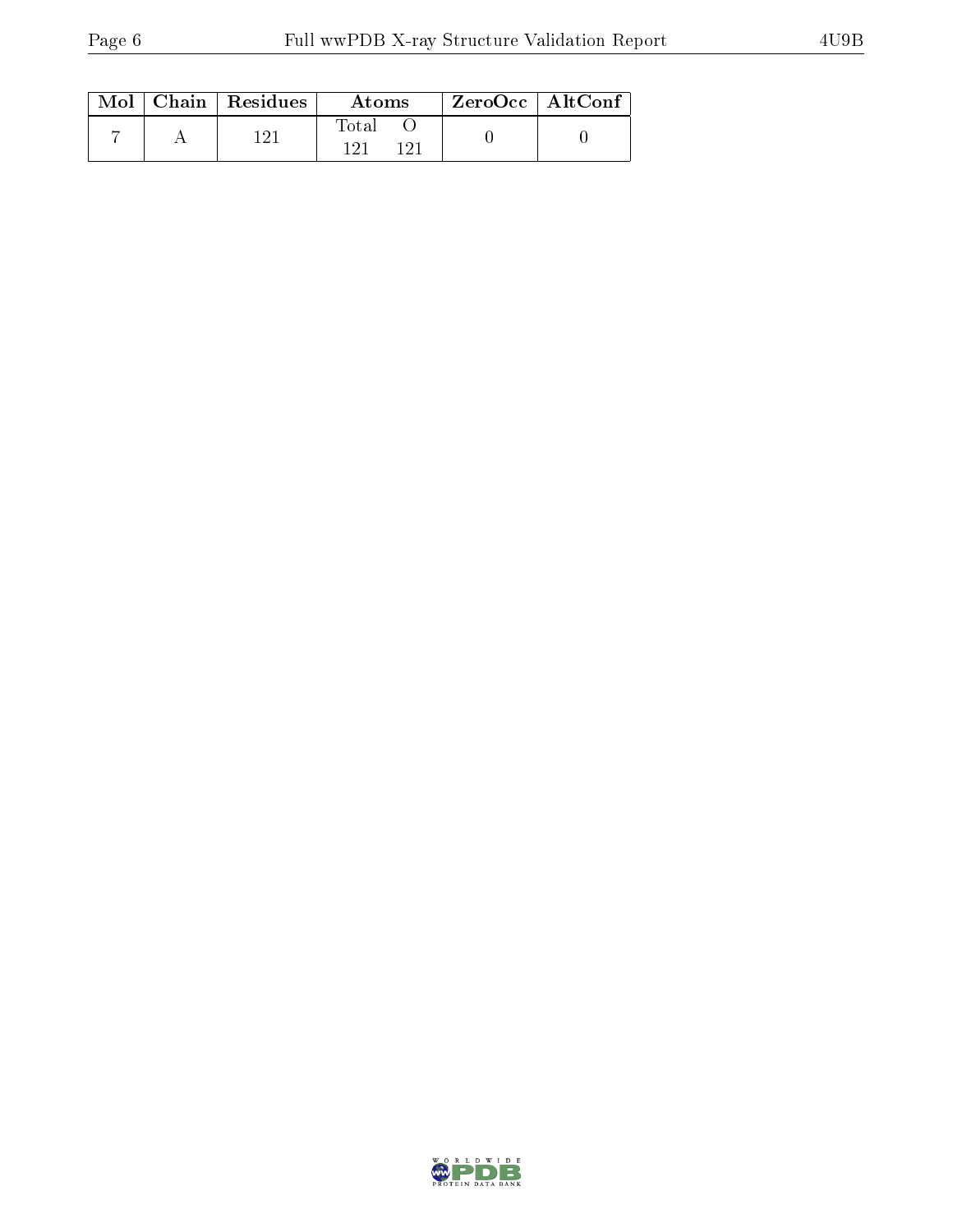| Mol | Chain | Residues | Atoms | | ZeroOcc | AltConf |
|---|---|---|---|---|---|---|
| | | | Total | O | | |
| 7 | A | 121 | 121 | 121 | 0 | 0 |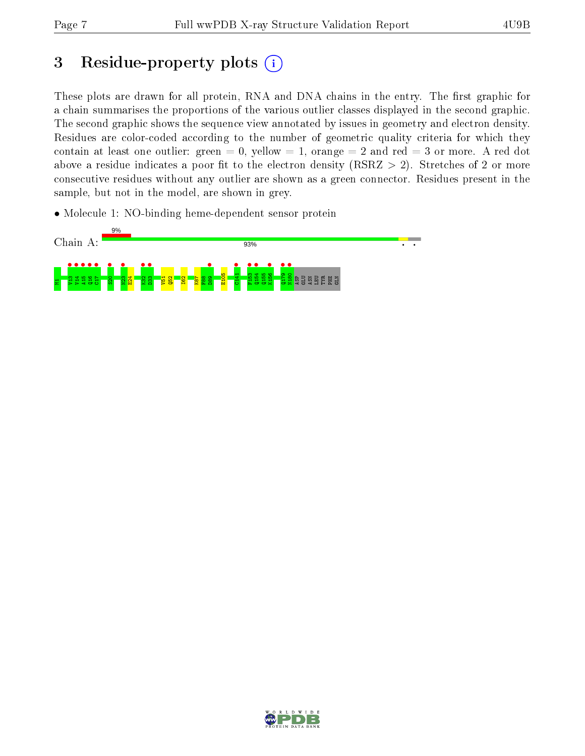# 3 Residue-property plots

These plots are drawn for all protein, RNA and DNA chains in the entry. The first graphic for a chain summarises the proportions of the various outlier classes displayed in the second graphic. The second graphic shows the sequence view annotated by issues in geometry and electron density. Residues are color-coded according to the number of geometric quality criteria for which they contain at least one outlier: green = 0, yellow = 1, orange = 2 and red = 3 or more. A red dot above a residue indicates a poor fit to the electron density (RSRZ > 2). Stretches of 2 or more consecutive residues without any outlier are shown as a green connector. Residues present in the sample, but not in the model, are shown in grey.

- Molecule 1: NO-binding heme-dependent sensor protein

Chain A: 9% | 93%

M1 V13 V14 A15 Q16 C17 S20 N23 E24 K32 D33 V51 Q52 I62 K87 F88 D89 E105 C141 F153 Q154 Q155 K156 Q179 N180 ASP GLU ASN LEU TYR PHE GLN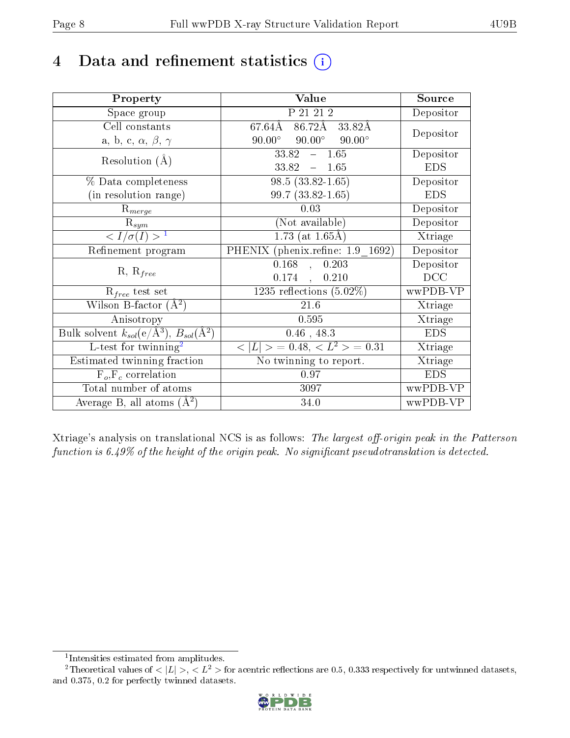# 4 Data and refinement statistics (i)

| Property | Value | Source |
|---|---|---|
| Space group | P 21 21 2 | Depositor |
| Cell constants<br>a, b, c, $\alpha$, $\beta$, $\gamma$ | 67.64Å 86.72Å 33.82Å<br>90.00° 90.00° 90.00° | Depositor |
| Resolution (Å) | 33.82 – 1.65<br>33.82 – 1.65 | Depositor<br>EDS |
| % Data completeness<br>(in resolution range) | 98.5 (33.82-1.65)<br>99.7 (33.82-1.65) | Depositor<br>EDS |
| $R_{merge}$ | 0.03 | Depositor |
| $R_{sym}$ | (Not available) | Depositor |
| $< I/\sigma(I) >$ [1] | 1.73 (at 1.65Å) | Xtriage |
| Refinement program | PHENIX (phenix.refine: 1.9_1692) | Depositor |
| R, $R_{free}$ | 0.168 , 0.203<br>0.174 , 0.210 | Depositor<br>DCC |
| $R_{free}$ test set | 1235 reflections (5.02%) | wwPDB-VP |
| Wilson B-factor (Å$^2$) | 21.6 | Xtriage |
| Anisotropy | 0.595 | Xtriage |
| Bulk solvent $k_{sol}$(e/Å$^3$), $B_{sol}$(Å$^2$) | 0.46 , 48.3 | EDS |
| L-test for twinning[2] | $< \|L\| >$ = 0.48, $< L^2 >$ = 0.31 | Xtriage |
| Estimated twinning fraction | No twinning to report. | Xtriage |
| $F_o$,$F_c$ correlation | 0.97 | EDS |
| Total number of atoms | 3097 | wwPDB-VP |
| Average B, all atoms (Å$^2$) | 34.0 | wwPDB-VP |

Xtriage's analysis on translational NCS is as follows: *The largest off-origin peak in the Patterson function is 6.49% of the height of the origin peak. No significant pseudotranslation is detected.*

[1] Intensities estimated from amplitudes.

[2] Theoretical values of $< |L| >$, $< L^2 >$ for acentric reflections are 0.5, 0.333 respectively for untwinned datasets, and 0.375, 0.2 for perfectly twinned datasets.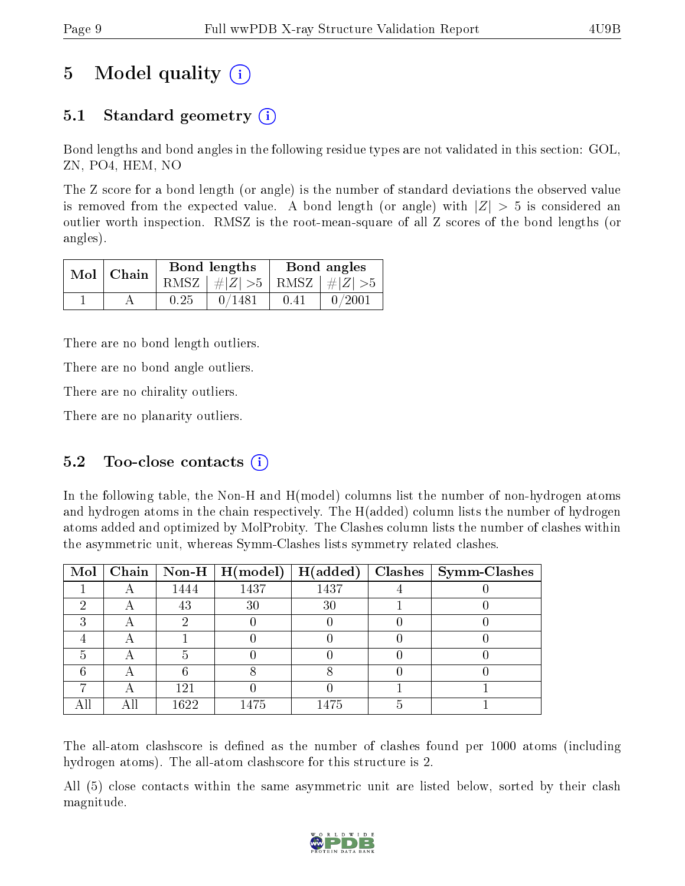# 5 Model quality (i)

## 5.1 Standard geometry (i)

Bond lengths and bond angles in the following residue types are not validated in this section: GOL, ZN, PO4, HEM, NO

The Z score for a bond length (or angle) is the number of standard deviations the observed value is removed from the expected value. A bond length (or angle) with $|Z| > 5$ is considered an outlier worth inspection. RMSZ is the root-mean-square of all Z scores of the bond lengths (or angles).

| Mol | Chain | Bond lengths | | Bond angles | |
|---|---|---|---|---|---|
| | | RMSZ | $\#|Z| > 5$ | RMSZ | $\#|Z| > 5$ |
| 1 | A | 0.25 | 0/1481 | 0.41 | 0/2001 |

There are no bond length outliers.

There are no bond angle outliers.

There are no chirality outliers.

There are no planarity outliers.

## 5.2 Too-close contacts (i)

In the following table, the Non-H and H(model) columns list the number of non-hydrogen atoms and hydrogen atoms in the chain respectively. The H(added) column lists the number of hydrogen atoms added and optimized by MolProbity. The Clashes column lists the number of clashes within the asymmetric unit, whereas Symm-Clashes lists symmetry related clashes.

| Mol | Chain | Non-H | H(model) | H(added) | Clashes | Symm-Clashes |
|---|---|---|---|---|---|---|
| 1 | A | 1444 | 1437 | 1437 | 4 | 0 |
| 2 | A | 43 | 30 | 30 | 1 | 0 |
| 3 | A | 2 | 0 | 0 | 0 | 0 |
| 4 | A | 1 | 0 | 0 | 0 | 0 |
| 5 | A | 5 | 0 | 0 | 0 | 0 |
| 6 | A | 6 | 8 | 8 | 0 | 0 |
| 7 | A | 121 | 0 | 0 | 1 | 1 |
| All | All | 1622 | 1475 | 1475 | 5 | 1 |

The all-atom clashscore is defined as the number of clashes found per 1000 atoms (including hydrogen atoms). The all-atom clashscore for this structure is 2.

All (5) close contacts within the same asymmetric unit are listed below, sorted by their clash magnitude.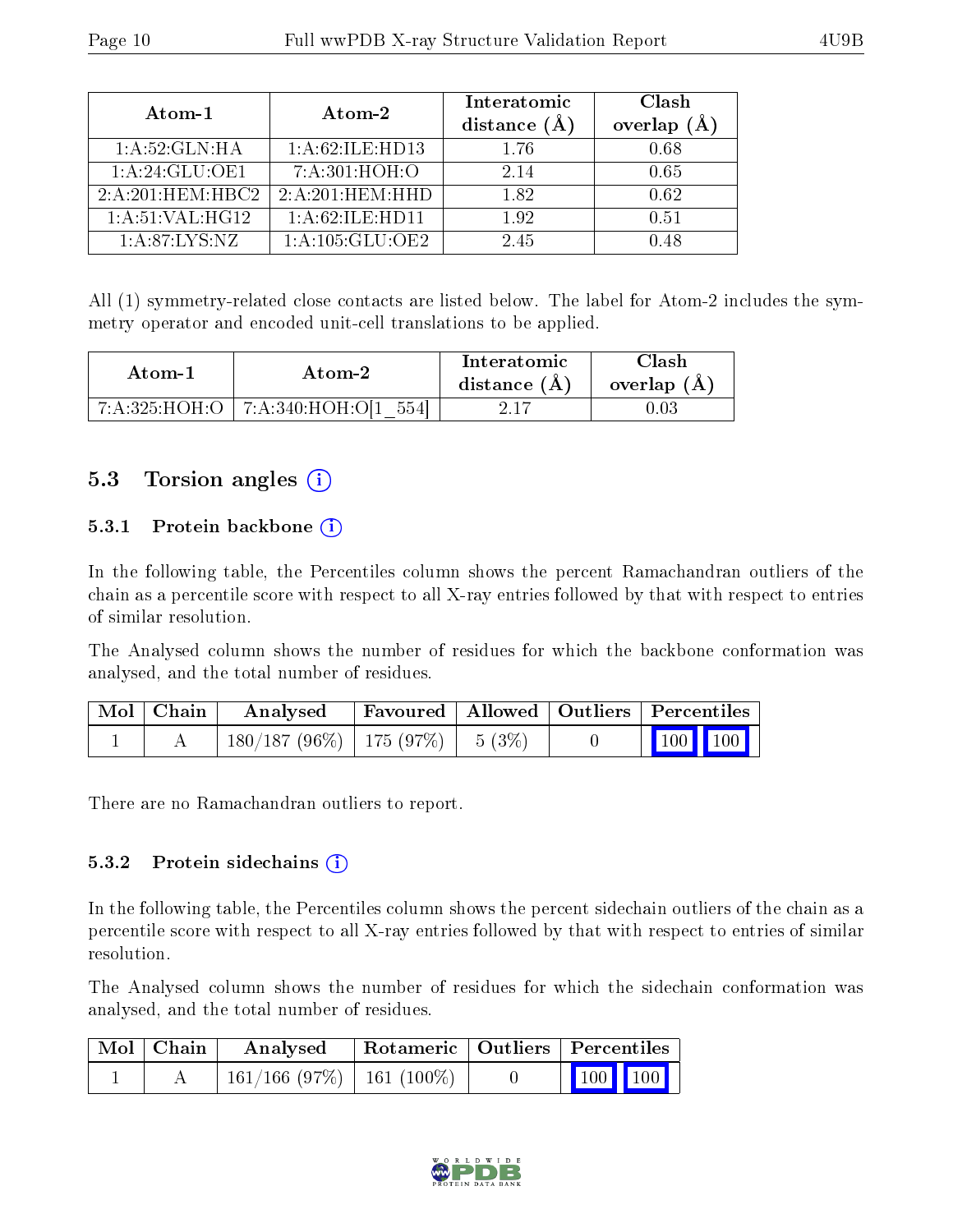| Atom-1 | Atom-2 | Interatomic distance (Å) | Clash overlap (Å) |
|---|---|---|---|
| 1:A:52:GLN:HA | 1:A:62:ILE:HD13 | 1.76 | 0.68 |
| 1:A:24:GLU:OE1 | 7:A:301:HOH:O | 2.14 | 0.65 |
| 2:A:201:HEM:HBC2 | 2:A:201:HEM:HHD | 1.82 | 0.62 |
| 1:A:51:VAL:HG12 | 1:A:62:ILE:HD11 | 1.92 | 0.51 |
| 1:A:87:LYS:NZ | 1:A:105:GLU:OE2 | 2.45 | 0.48 |

All (1) symmetry-related close contacts are listed below. The label for Atom-2 includes the symmetry operator and encoded unit-cell translations to be applied.

| Atom-1 | Atom-2 | Interatomic distance (Å) | Clash overlap (Å) |
|---|---|---|---|
| 7:A:325:HOH:O | 7:A:340:HOH:O[1_554] | 2.17 | 0.03 |

## 5.3 Torsion angles

### 5.3.1 Protein backbone

In the following table, the Percentiles column shows the percent Ramachandran outliers of the chain as a percentile score with respect to all X-ray entries followed by that with respect to entries of similar resolution.

The Analysed column shows the number of residues for which the backbone conformation was analysed, and the total number of residues.

| Mol | Chain | Analysed | Favoured | Allowed | Outliers | Percentiles | |
|---|---|---|---|---|---|---|---|
| 1 | A | 180/187 (96%) | 175 (97%) | 5 (3%) | 0 | 100 | 100 |

There are no Ramachandran outliers to report.

### 5.3.2 Protein sidechains

In the following table, the Percentiles column shows the percent sidechain outliers of the chain as a percentile score with respect to all X-ray entries followed by that with respect to entries of similar resolution.

The Analysed column shows the number of residues for which the sidechain conformation was analysed, and the total number of residues.

| Mol | Chain | Analysed | Rotameric | Outliers | Percentiles | |
|---|---|---|---|---|---|---|
| 1 | A | 161/166 (97%) | 161 (100%) | 0 | 100 | 100 |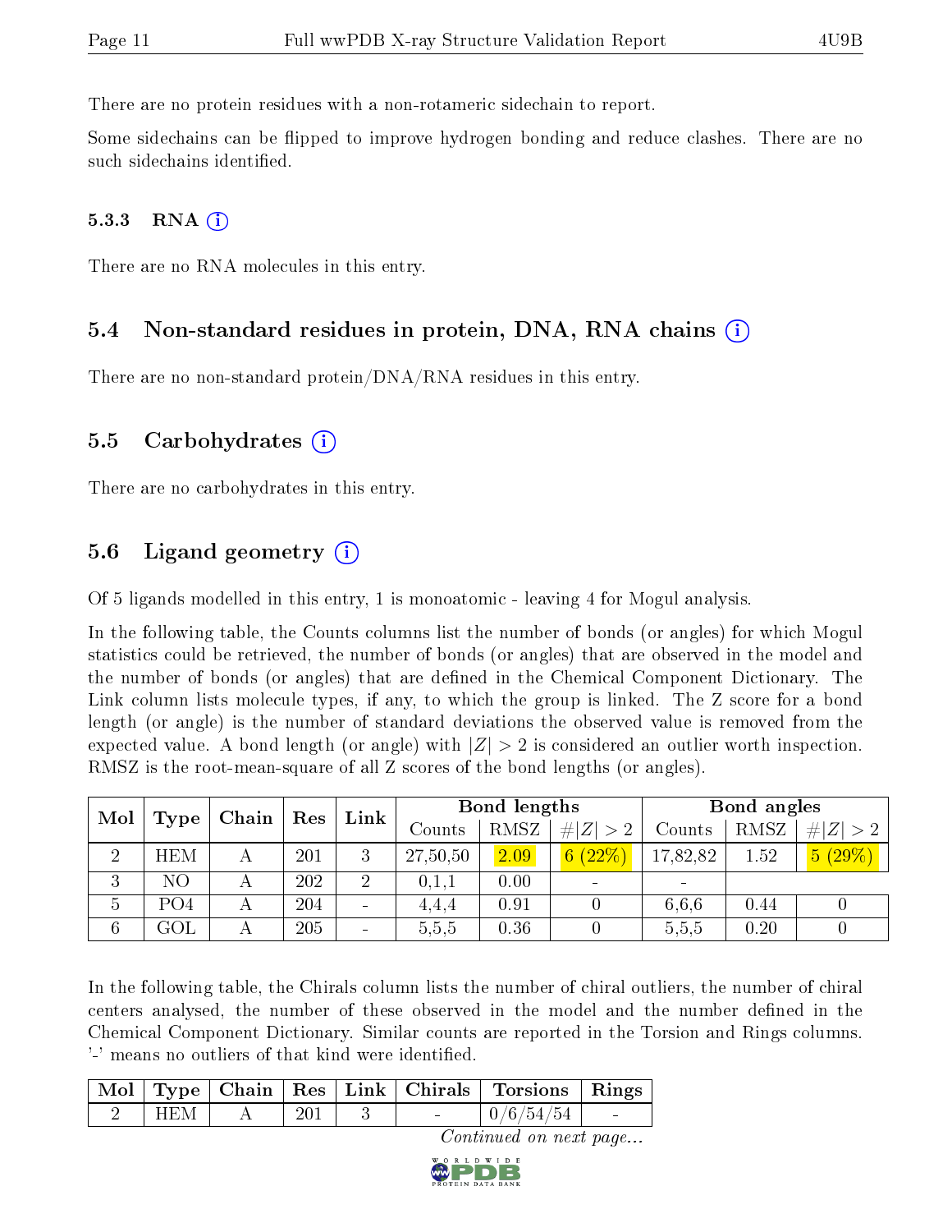There are no protein residues with a non-rotameric sidechain to report.

Some sidechains can be flipped to improve hydrogen bonding and reduce clashes. There are no such sidechains identified.

### 5.3.3 RNA (i)

There are no RNA molecules in this entry.

## 5.4 Non-standard residues in protein, DNA, RNA chains (i)

There are no non-standard protein/DNA/RNA residues in this entry.

## 5.5 Carbohydrates (i)

There are no carbohydrates in this entry.

## 5.6 Ligand geometry (i)

Of 5 ligands modelled in this entry, 1 is monoatomic - leaving 4 for Mogul analysis.

In the following table, the Counts columns list the number of bonds (or angles) for which Mogul statistics could be retrieved, the number of bonds (or angles) that are observed in the model and the number of bonds (or angles) that are defined in the Chemical Component Dictionary. The Link column lists molecule types, if any, to which the group is linked. The Z score for a bond length (or angle) is the number of standard deviations the observed value is removed from the expected value. A bond length (or angle) with $|Z| > 2$ is considered an outlier worth inspection. RMSZ is the root-mean-square of all Z scores of the bond lengths (or angles).

| Mol | Type | Chain | Res | Link | Bond lengths | | | Bond angles | | |
|---|---|---|---|---|---|---|---|---|---|---|
| | | | | | Counts | RMSZ | #$\|Z\|>2$ | Counts | RMSZ | #$\|Z\|>2$ |
| 2 | HEM | A | 201 | 3 | 27,50,50 | 2.09 | 6 (22%) | 17,82,82 | 1.52 | 5 (29%) |
| 3 | NO | A | 202 | 2 | 0,1,1 | 0.00 | - | - | | |
| 5 | PO4 | A | 204 | - | 4,4,4 | 0.91 | 0 | 6,6,6 | 0.44 | 0 |
| 6 | GOL | A | 205 | - | 5,5,5 | 0.36 | 0 | 5,5,5 | 0.20 | 0 |

In the following table, the Chirals column lists the number of chiral outliers, the number of chiral centers analysed, the number of these observed in the model and the number defined in the Chemical Component Dictionary. Similar counts are reported in the Torsion and Rings columns. '-' means no outliers of that kind were identified.

| Mol | Type | Chain | Res | Link | Chirals | Torsions | Rings |
|---|---|---|---|---|---|---|---|
| 2 | HEM | A | 201 | 3 | - | 0/6/54/54 | - |

*Continued on next page...*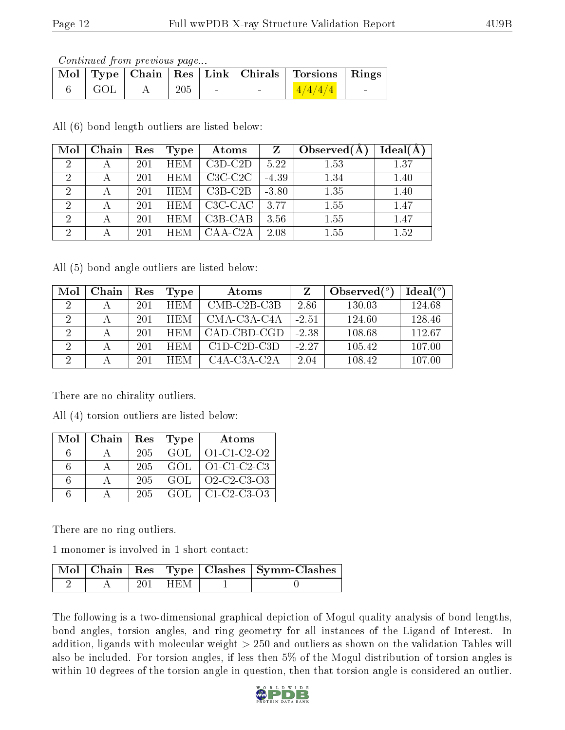*Continued from previous page...*

| Mol | Type | Chain | Res | Link | Chirals | Torsions | Rings |
|---|---|---|---|---|---|---|---|
| 6 | GOL | A | 205 | - | - | 4/4/4/4 | - |

All (6) bond length outliers are listed below:

| Mol | Chain | Res | Type | Atoms | Z | Observed(Å) | Ideal(Å) |
|---|---|---|---|---|---|---|---|
| 2 | A | 201 | HEM | C3D-C2D | 5.22 | 1.53 | 1.37 |
| 2 | A | 201 | HEM | C3C-C2C | -4.39 | 1.34 | 1.40 |
| 2 | A | 201 | HEM | C3B-C2B | -3.80 | 1.35 | 1.40 |
| 2 | A | 201 | HEM | C3C-CAC | 3.77 | 1.55 | 1.47 |
| 2 | A | 201 | HEM | C3B-CAB | 3.56 | 1.55 | 1.47 |
| 2 | A | 201 | HEM | CAA-C2A | 2.08 | 1.55 | 1.52 |

All (5) bond angle outliers are listed below:

| Mol | Chain | Res | Type | Atoms | Z | Observed($^o$) | Ideal($^o$) |
|---|---|---|---|---|---|---|---|
| 2 | A | 201 | HEM | CMB-C2B-C3B | 2.86 | 130.03 | 124.68 |
| 2 | A | 201 | HEM | CMA-C3A-C4A | -2.51 | 124.60 | 128.46 |
| 2 | A | 201 | HEM | CAD-CBD-CGD | -2.38 | 108.68 | 112.67 |
| 2 | A | 201 | HEM | C1D-C2D-C3D | -2.27 | 105.42 | 107.00 |
| 2 | A | 201 | HEM | C4A-C3A-C2A | 2.04 | 108.42 | 107.00 |

There are no chirality outliers.

All (4) torsion outliers are listed below:

| Mol | Chain | Res | Type | Atoms |
|---|---|---|---|---|
| 6 | A | 205 | GOL | O1-C1-C2-O2 |
| 6 | A | 205 | GOL | O1-C1-C2-C3 |
| 6 | A | 205 | GOL | O2-C2-C3-O3 |
| 6 | A | 205 | GOL | C1-C2-C3-O3 |

There are no ring outliers.

1 monomer is involved in 1 short contact:

| Mol | Chain | Res | Type | Clashes | Symm-Clashes |
|---|---|---|---|---|---|
| 2 | A | 201 | HEM | 1 | 0 |

The following is a two-dimensional graphical depiction of Mogul quality analysis of bond lengths, bond angles, torsion angles, and ring geometry for all instances of the Ligand of Interest. In addition, ligands with molecular weight > 250 and outliers as shown on the validation Tables will also be included. For torsion angles, if less then 5% of the Mogul distribution of torsion angles is within 10 degrees of the torsion angle in question, then that torsion angle is considered an outlier.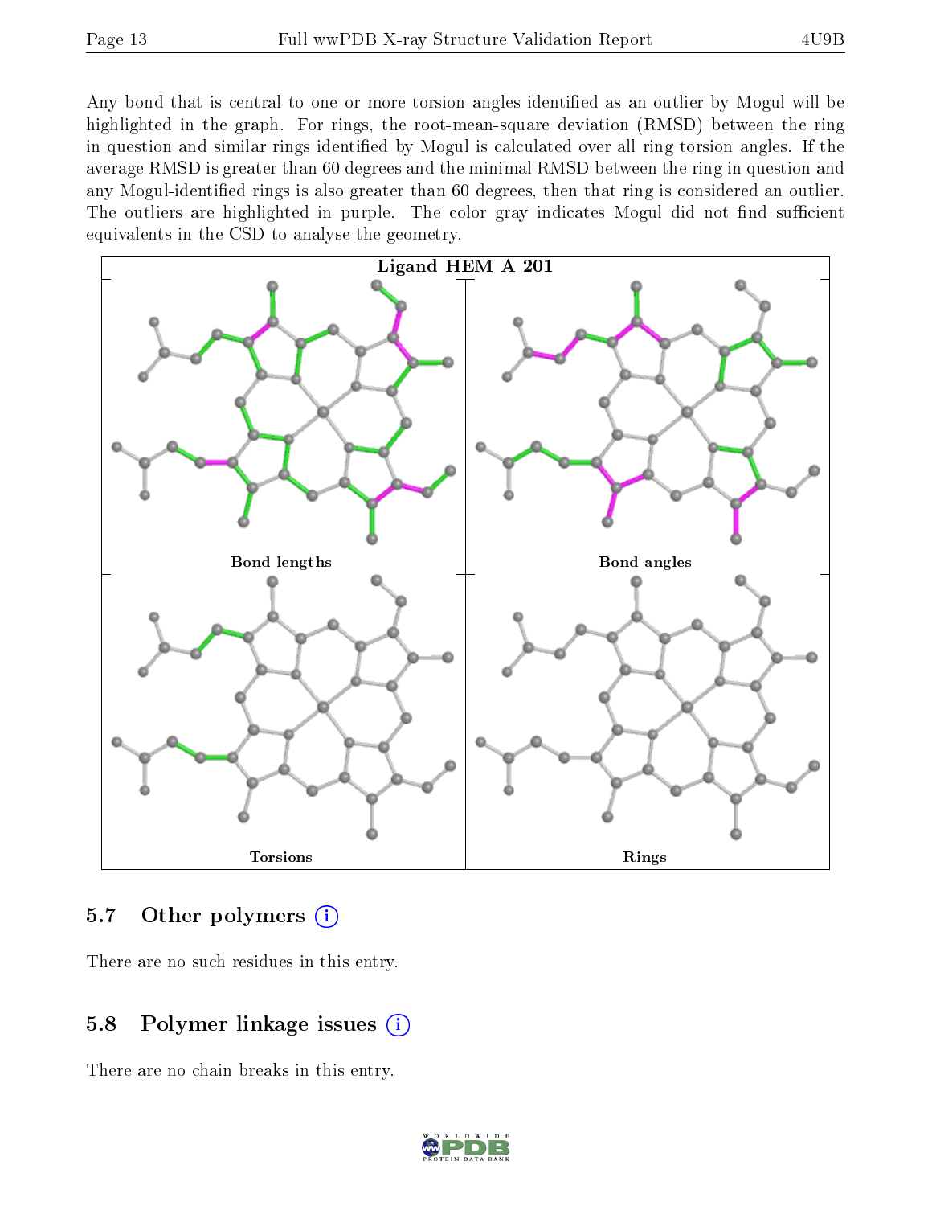Any bond that is central to one or more torsion angles identified as an outlier by Mogul will be highlighted in the graph. For rings, the root-mean-square deviation (RMSD) between the ring in question and similar rings identified by Mogul is calculated over all ring torsion angles. If the average RMSD is greater than 60 degrees and the minimal RMSD between the ring in question and any Mogul-identified rings is also greater than 60 degrees, then that ring is considered an outlier. The outliers are highlighted in purple. The color gray indicates Mogul did not find sufficient equivalents in the CSD to analyse the geometry.

Ligand HEM A 201

Bond lengths

Bond angles

Torsions

Rings

## 5.7 Other polymers

There are no such residues in this entry.

## 5.8 Polymer linkage issues

There are no chain breaks in this entry.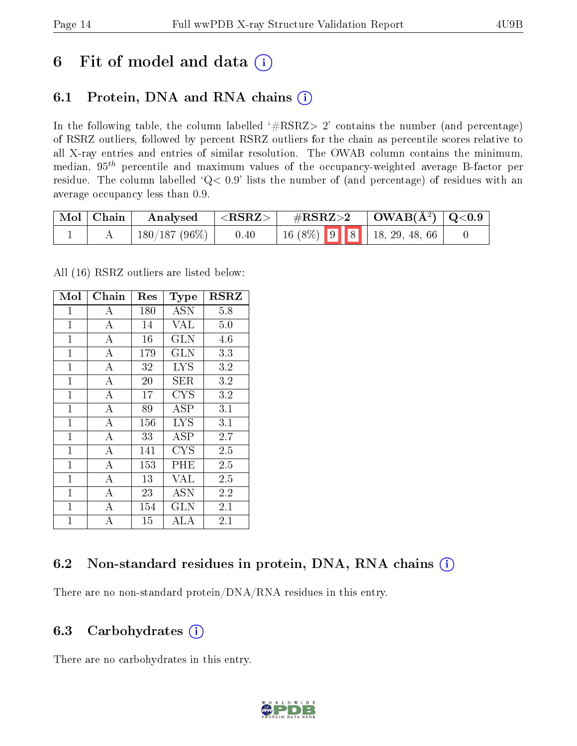# 6 Fit of model and data ⓘ

## 6.1 Protein, DNA and RNA chains ⓘ

In the following table, the column labelled '#RSRZ> 2' contains the number (and percentage) of RSRZ outliers, followed by percent RSRZ outliers for the chain as percentile scores relative to all X-ray entries and entries of similar resolution. The OWAB column contains the minimum, median, $95^{th}$ percentile and maximum values of the occupancy-weighted average B-factor per residue. The column labelled 'Q< 0.9' lists the number of (and percentage) of residues with an average occupancy less than 0.9.

| Mol | Chain | Analysed | <RSRZ> | #RSRZ>2 | | | OWAB(Å$^2$) | Q<0.9 |
|---|---|---|---|---|---|---|---|---|
| 1 | A | 180/187 (96%) | 0.40 | 16 (8%) | 9 | 8 | 18, 29, 48, 66 | 0 |

All (16) RSRZ outliers are listed below:

| Mol | Chain | Res | Type | RSRZ |
|---|---|---|---|---|
| 1 | A | 180 | ASN | 5.8 |
| 1 | A | 14 | VAL | 5.0 |
| 1 | A | 16 | GLN | 4.6 |
| 1 | A | 179 | GLN | 3.3 |
| 1 | A | 32 | LYS | 3.2 |
| 1 | A | 20 | SER | 3.2 |
| 1 | A | 17 | CYS | 3.2 |
| 1 | A | 89 | ASP | 3.1 |
| 1 | A | 156 | LYS | 3.1 |
| 1 | A | 33 | ASP | 2.7 |
| 1 | A | 141 | CYS | 2.5 |
| 1 | A | 153 | PHE | 2.5 |
| 1 | A | 13 | VAL | 2.5 |
| 1 | A | 23 | ASN | 2.2 |
| 1 | A | 154 | GLN | 2.1 |
| 1 | A | 15 | ALA | 2.1 |

## 6.2 Non-standard residues in protein, DNA, RNA chains ⓘ

There are no non-standard protein/DNA/RNA residues in this entry.

## 6.3 Carbohydrates ⓘ

There are no carbohydrates in this entry.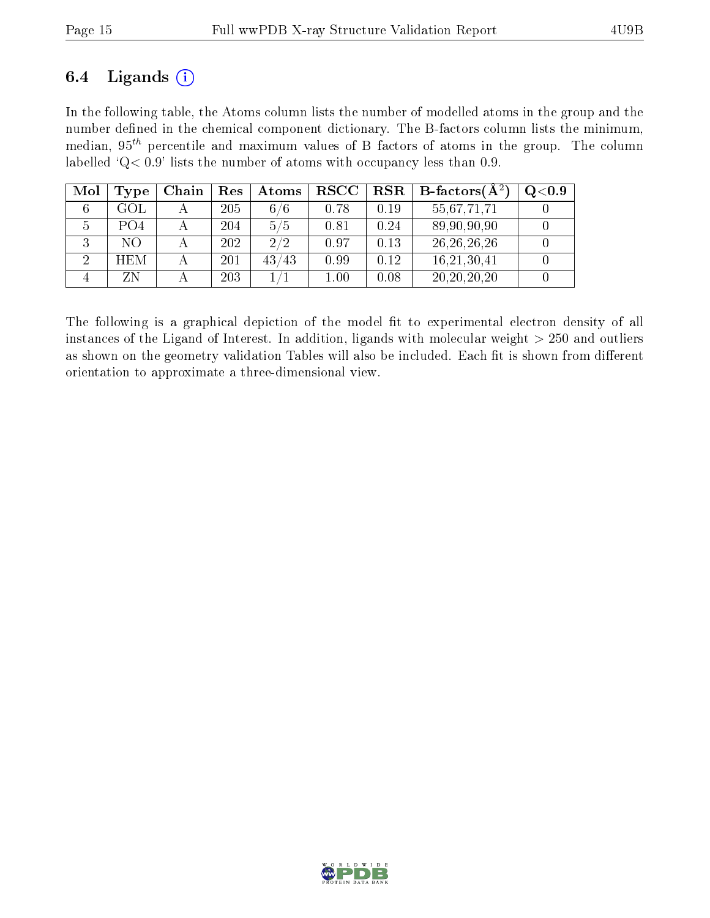## 6.4 Ligands ⓘ

In the following table, the Atoms column lists the number of modelled atoms in the group and the number defined in the chemical component dictionary. The B-factors column lists the minimum, median, $95^{th}$ percentile and maximum values of B factors of atoms in the group. The column labelled 'Q< 0.9' lists the number of atoms with occupancy less than 0.9.

| Mol | Type | Chain | Res | Atoms | RSCC | RSR | B-factors(Å$^2$) | Q<0.9 |
|---|---|---|---|---|---|---|---|---|
| 6 | GOL | A | 205 | 6/6 | 0.78 | 0.19 | 55,67,71,71 | 0 |
| 5 | PO4 | A | 204 | 5/5 | 0.81 | 0.24 | 89,90,90,90 | 0 |
| 3 | NO | A | 202 | 2/2 | 0.97 | 0.13 | 26,26,26,26 | 0 |
| 2 | HEM | A | 201 | 43/43 | 0.99 | 0.12 | 16,21,30,41 | 0 |
| 4 | ZN | A | 203 | 1/1 | 1.00 | 0.08 | 20,20,20,20 | 0 |

The following is a graphical depiction of the model fit to experimental electron density of all instances of the Ligand of Interest. In addition, ligands with molecular weight > 250 and outliers as shown on the geometry validation Tables will also be included. Each fit is shown from different orientation to approximate a three-dimensional view.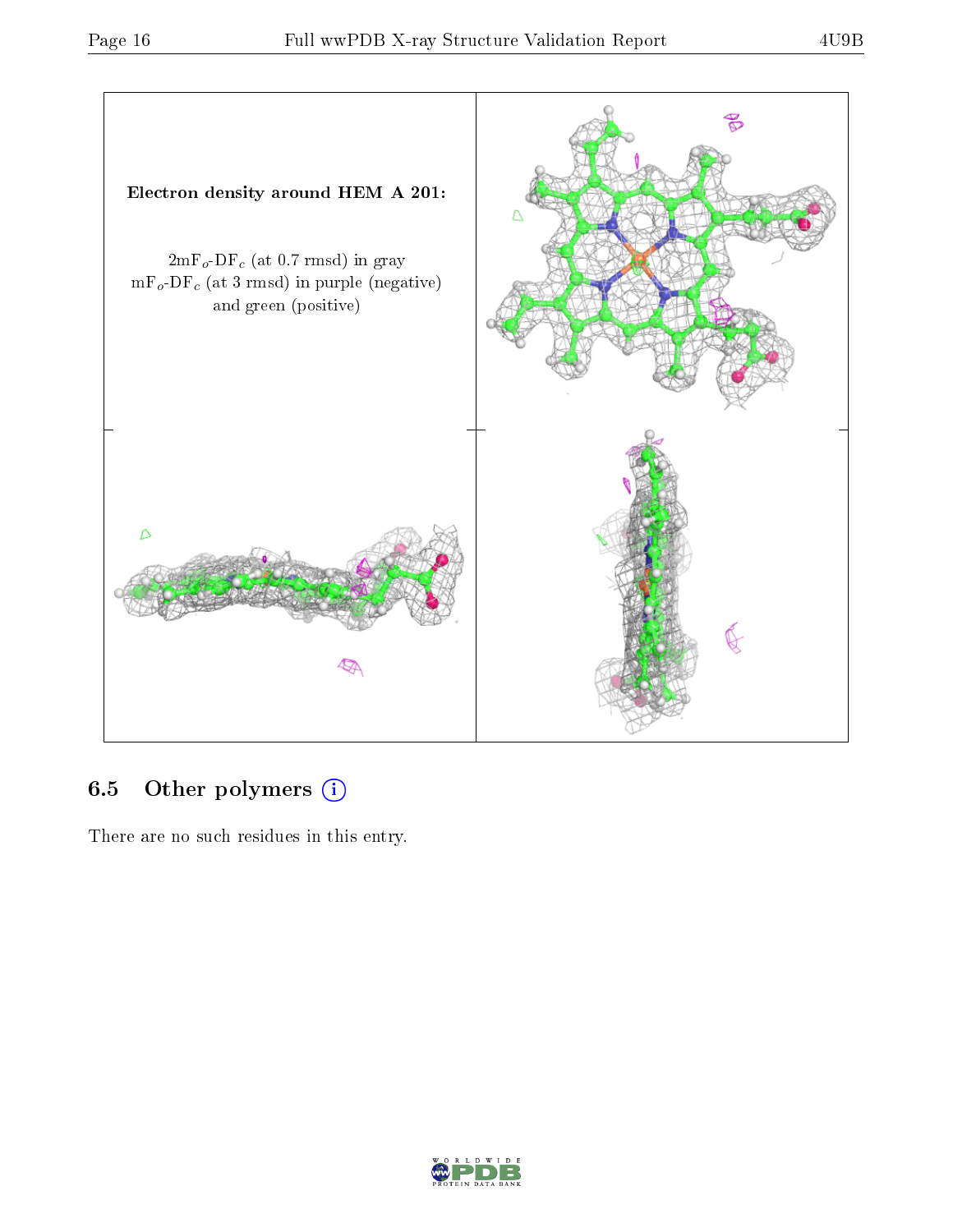**Electron density around HEM A 201:**

$2mF_o$-$DF_c$ (at 0.7 rmsd) in gray
$mF_o$-$DF_c$ (at 3 rmsd) in purple (negative)
and green (positive)

### 6.5 Other polymers (i)

There are no such residues in this entry.